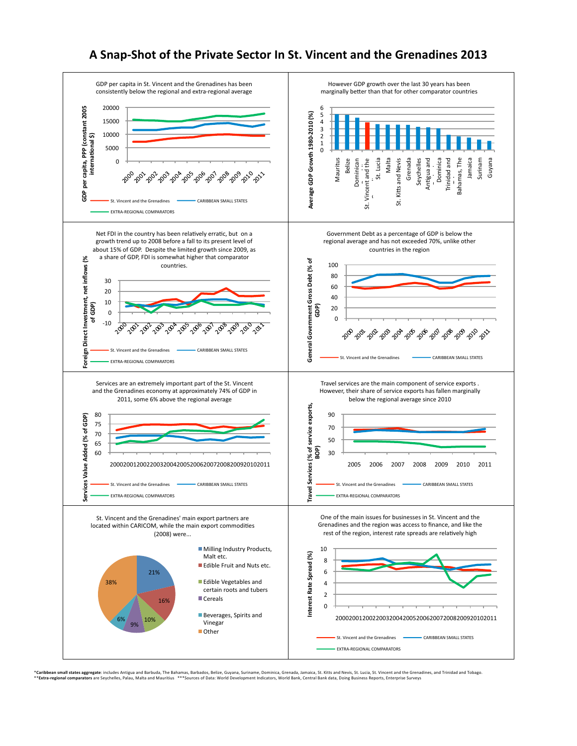# A Snap-Shot of the Private Sector In St. Vincent and the Grenadines 2013

GDP per capita in St. Vincent and the Grenadines has been consistently below the regional and extra-regional average

However GDP growth over the last 30 years has been marginally better than that for other comparator countries

Net FDI in the country has been relatively erratic, but on a growth trend up to 2008 before a fall to its present level of about 15% of GDP. Despite the limited growth since 2009, as a share of GDP, FDI is somewhat higher that comparator countries.

Government Debt as a percentage of GDP is below the regional average and has not exceeded 70%, unlike other countries in the region

Services are an extremely important part of the St. Vincent and the Grenadines economy at approximately 74% of GDP in 2011, some 6% above the regional average

Travel services are the main component of service exports . However, their share of service exports has fallen marginally below the regional average since 2010

St. Vincent and the Grenadines' main export partners are located within CARICOM, while the main export commodities (2008) were...

| Commodity | Share |
|---|---|
| Milling Industry Products, Malt etc. | 21% |
| Edible Fruit and Nuts etc. | 16% |
| Edible Vegetables and certain roots and tubers | 10% |
| Cereals | 9% |
| Beverages, Spirits and Vinegar | 6% |
| Other | 38% |

One of the main issues for businesses in St. Vincent and the Grenadines and the region was access to finance, and like the rest of the region, interest rate spreads are relatively high

***Caribbean small states aggregate**: includes Antigua and Barbuda, The Bahamas, Barbados, Belize, Guyana, Suriname, Dominica, Grenada, Jamaica, St. Kitts and Nevis, St. Lucia, St. Vincent and the Grenadines, and Trinidad and Tobago.
****Extra-regional comparators** are Seychelles, Palau, Malta and Mauritius ***Sources of Data: World Development Indicators, World Bank, Central Bank data, Doing Business Reports, Enterprise Surveys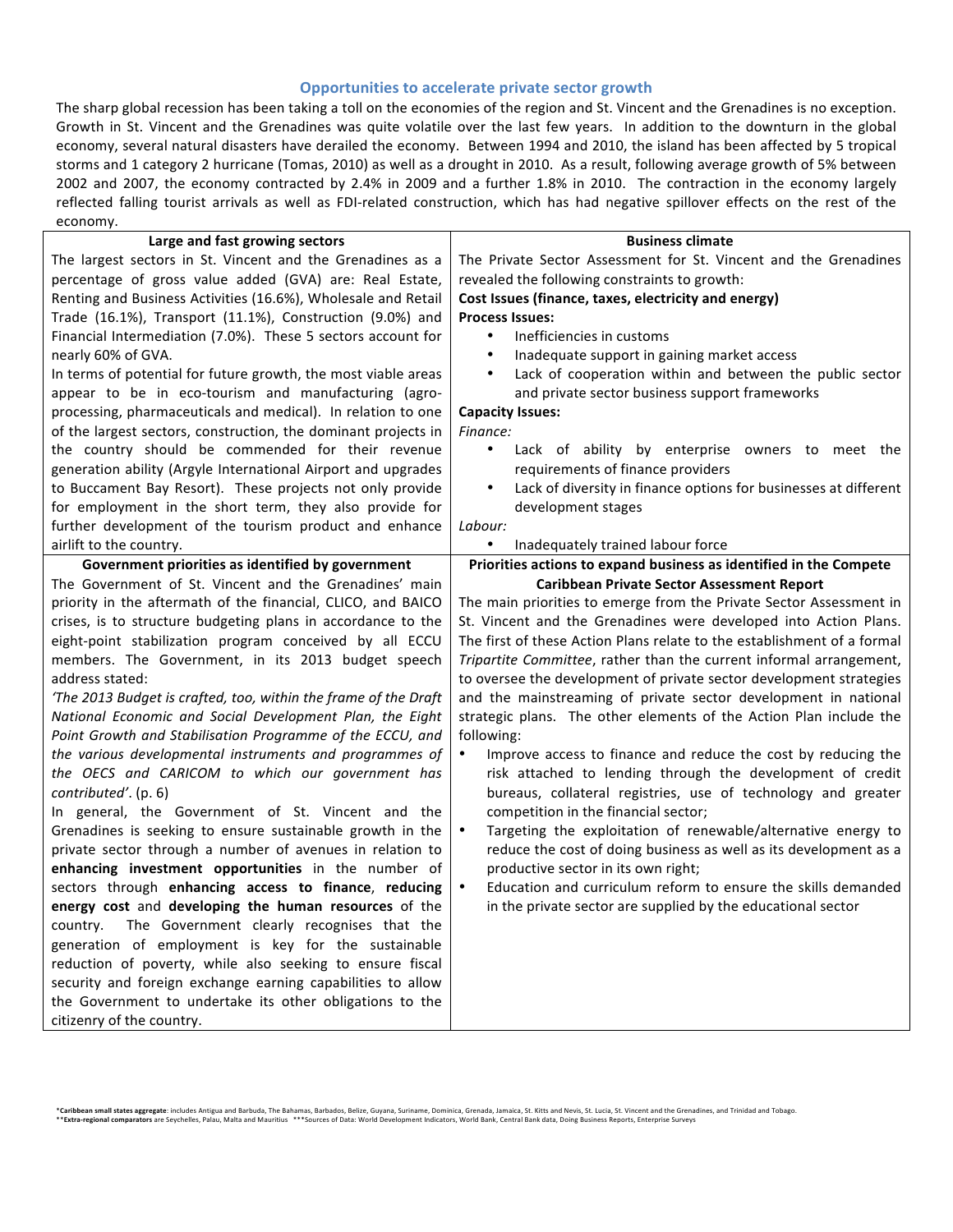## Opportunities to accelerate private sector growth

The sharp global recession has been taking a toll on the economies of the region and St. Vincent and the Grenadines is no exception. Growth in St. Vincent and the Grenadines was quite volatile over the last few years. In addition to the downturn in the global economy, several natural disasters have derailed the economy. Between 1994 and 2010, the island has been affected by 5 tropical storms and 1 category 2 hurricane (Tomas, 2010) as well as a drought in 2010. As a result, following average growth of 5% between 2002 and 2007, the economy contracted by 2.4% in 2009 and a further 1.8% in 2010. The contraction in the economy largely reflected falling tourist arrivals as well as FDI-related construction, which has had negative spillover effects on the rest of the economy.

### Large and fast growing sectors

The largest sectors in St. Vincent and the Grenadines as a percentage of gross value added (GVA) are: Real Estate, Renting and Business Activities (16.6%), Wholesale and Retail Trade (16.1%), Transport (11.1%), Construction (9.0%) and Financial Intermediation (7.0%). These 5 sectors account for nearly 60% of GVA.

In terms of potential for future growth, the most viable areas appear to be in eco-tourism and manufacturing (agro-processing, pharmaceuticals and medical). In relation to one of the largest sectors, construction, the dominant projects in the country should be commended for their revenue generation ability (Argyle International Airport and upgrades to Buccament Bay Resort). These projects not only provide for employment in the short term, they also provide for further development of the tourism product and enhance airlift to the country.

### Business climate

The Private Sector Assessment for St. Vincent and the Grenadines revealed the following constraints to growth:

**Cost Issues (finance, taxes, electricity and energy)**

**Process Issues:**

- Inefficiencies in customs
- Inadequate support in gaining market access
- Lack of cooperation within and between the public sector and private sector business support frameworks

**Capacity Issues:**

*Finance:*

- Lack of ability by enterprise owners to meet the requirements of finance providers
- Lack of diversity in finance options for businesses at different development stages

*Labour:*

- Inadequately trained labour force

### Government priorities as identified by government

The Government of St. Vincent and the Grenadines' main priority in the aftermath of the financial, CLICO, and BAICO crises, is to structure budgeting plans in accordance to the eight-point stabilization program conceived by all ECCU members. The Government, in its 2013 budget speech address stated:

*'The 2013 Budget is crafted, too, within the frame of the Draft National Economic and Social Development Plan, the Eight Point Growth and Stabilisation Programme of the ECCU, and the various developmental instruments and programmes of the OECS and CARICOM to which our government has contributed'.* (p. 6)

In general, the Government of St. Vincent and the Grenadines is seeking to ensure sustainable growth in the private sector through a number of avenues in relation to **enhancing investment opportunities** in the number of sectors through **enhancing access to finance**, **reducing energy cost** and **developing the human resources** of the country. The Government clearly recognises that the generation of employment is key for the sustainable reduction of poverty, while also seeking to ensure fiscal security and foreign exchange earning capabilities to allow the Government to undertake its other obligations to the citizenry of the country.

### Priorities actions to expand business as identified in the Compete Caribbean Private Sector Assessment Report

The main priorities to emerge from the Private Sector Assessment in St. Vincent and the Grenadines were developed into Action Plans. The first of these Action Plans relate to the establishment of a formal *Tripartite Committee*, rather than the current informal arrangement, to oversee the development of private sector development strategies and the mainstreaming of private sector development in national strategic plans. The other elements of the Action Plan include the following:

- Improve access to finance and reduce the cost by reducing the risk attached to lending through the development of credit bureaus, collateral registries, use of technology and greater competition in the financial sector;
- Targeting the exploitation of renewable/alternative energy to reduce the cost of doing business as well as its development as a productive sector in its own right;
- Education and curriculum reform to ensure the skills demanded in the private sector are supplied by the educational sector

*Caribbean small states aggregate: includes Antigua and Barbuda, The Bahamas, Barbados, Belize, Guyana, Suriname, Dominica, Grenada, Jamaica, St. Kitts and Nevis, St. Lucia, St. Vincent and the Grenadines, and Trinidad and Tobago.
**Extra-regional comparators are Seychelles, Palau, Malta and Mauritius ***Sources of Data: World Development Indicators, World Bank, Central Bank data, Doing Business Reports, Enterprise Surveys